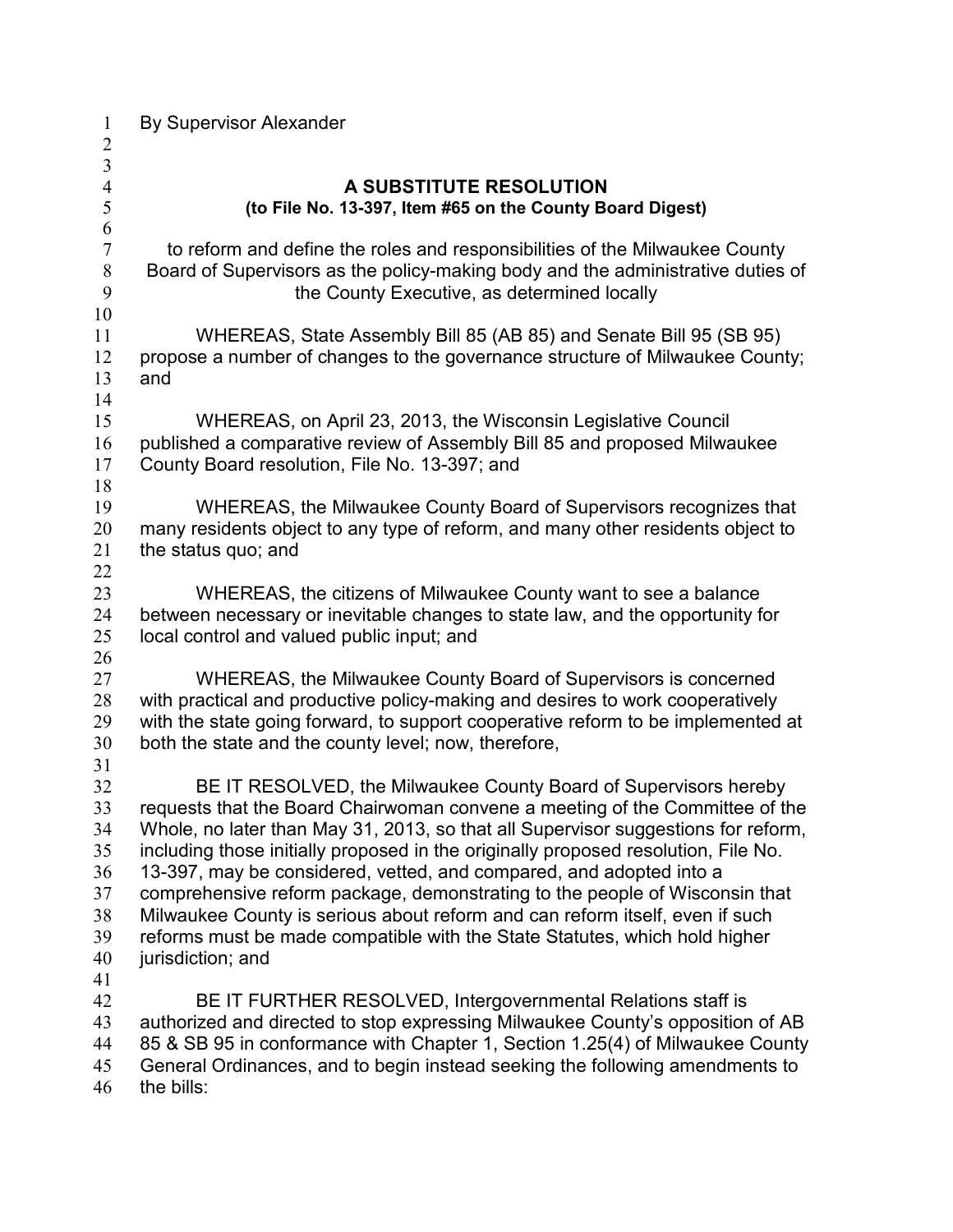By Supervisor Alexander

**A SUBSTITUTE RESOLUTION**
**(to File No. 13-397, Item #65 on the County Board Digest)**

to reform and define the roles and responsibilities of the Milwaukee County Board of Supervisors as the policy-making body and the administrative duties of the County Executive, as determined locally

WHEREAS, State Assembly Bill 85 (AB 85) and Senate Bill 95 (SB 95) propose a number of changes to the governance structure of Milwaukee County; and

WHEREAS, on April 23, 2013, the Wisconsin Legislative Council published a comparative review of Assembly Bill 85 and proposed Milwaukee County Board resolution, File No. 13-397; and

WHEREAS, the Milwaukee County Board of Supervisors recognizes that many residents object to any type of reform, and many other residents object to the status quo; and

WHEREAS, the citizens of Milwaukee County want to see a balance between necessary or inevitable changes to state law, and the opportunity for local control and valued public input; and

WHEREAS, the Milwaukee County Board of Supervisors is concerned with practical and productive policy-making and desires to work cooperatively with the state going forward, to support cooperative reform to be implemented at both the state and the county level; now, therefore,

BE IT RESOLVED, the Milwaukee County Board of Supervisors hereby requests that the Board Chairwoman convene a meeting of the Committee of the Whole, no later than May 31, 2013, so that all Supervisor suggestions for reform, including those initially proposed in the originally proposed resolution, File No. 13-397, may be considered, vetted, and compared, and adopted into a comprehensive reform package, demonstrating to the people of Wisconsin that Milwaukee County is serious about reform and can reform itself, even if such reforms must be made compatible with the State Statutes, which hold higher jurisdiction; and

BE IT FURTHER RESOLVED, Intergovernmental Relations staff is authorized and directed to stop expressing Milwaukee County's opposition of AB 85 & SB 95 in conformance with Chapter 1, Section 1.25(4) of Milwaukee County General Ordinances, and to begin instead seeking the following amendments to the bills: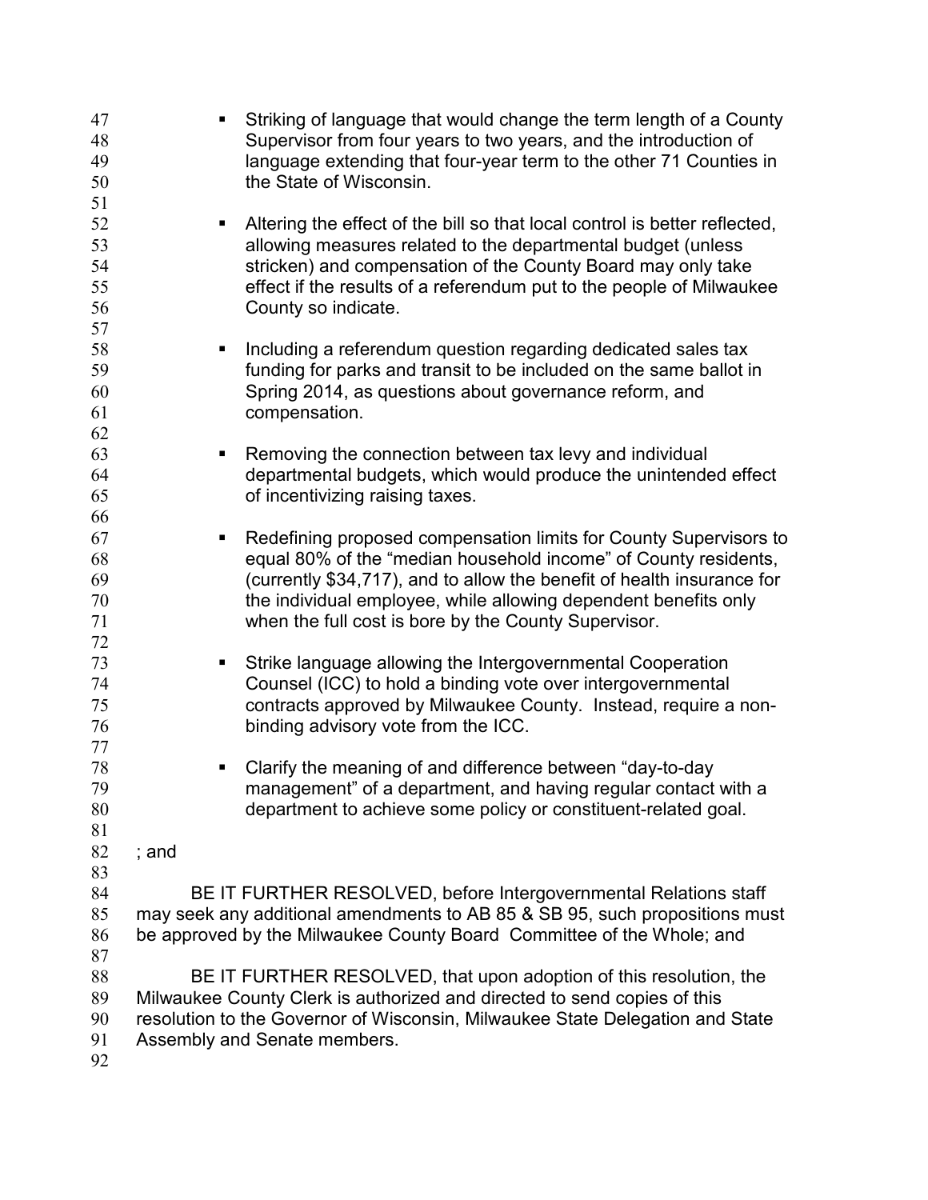- Striking of language that would change the term length of a County Supervisor from four years to two years, and the introduction of language extending that four-year term to the other 71 Counties in the State of Wisconsin.

- Altering the effect of the bill so that local control is better reflected, allowing measures related to the departmental budget (unless stricken) and compensation of the County Board may only take effect if the results of a referendum put to the people of Milwaukee County so indicate.

- Including a referendum question regarding dedicated sales tax funding for parks and transit to be included on the same ballot in Spring 2014, as questions about governance reform, and compensation.

- Removing the connection between tax levy and individual departmental budgets, which would produce the unintended effect of incentivizing raising taxes.

- Redefining proposed compensation limits for County Supervisors to equal 80% of the "median household income" of County residents, (currently $34,717), and to allow the benefit of health insurance for the individual employee, while allowing dependent benefits only when the full cost is bore by the County Supervisor.

- Strike language allowing the Intergovernmental Cooperation Counsel (ICC) to hold a binding vote over intergovernmental contracts approved by Milwaukee County. Instead, require a non-binding advisory vote from the ICC.

- Clarify the meaning of and difference between "day-to-day management" of a department, and having regular contact with a department to achieve some policy or constituent-related goal.

; and

BE IT FURTHER RESOLVED, before Intergovernmental Relations staff may seek any additional amendments to AB 85 & SB 95, such propositions must be approved by the Milwaukee County Board Committee of the Whole; and

BE IT FURTHER RESOLVED, that upon adoption of this resolution, the Milwaukee County Clerk is authorized and directed to send copies of this resolution to the Governor of Wisconsin, Milwaukee State Delegation and State Assembly and Senate members.